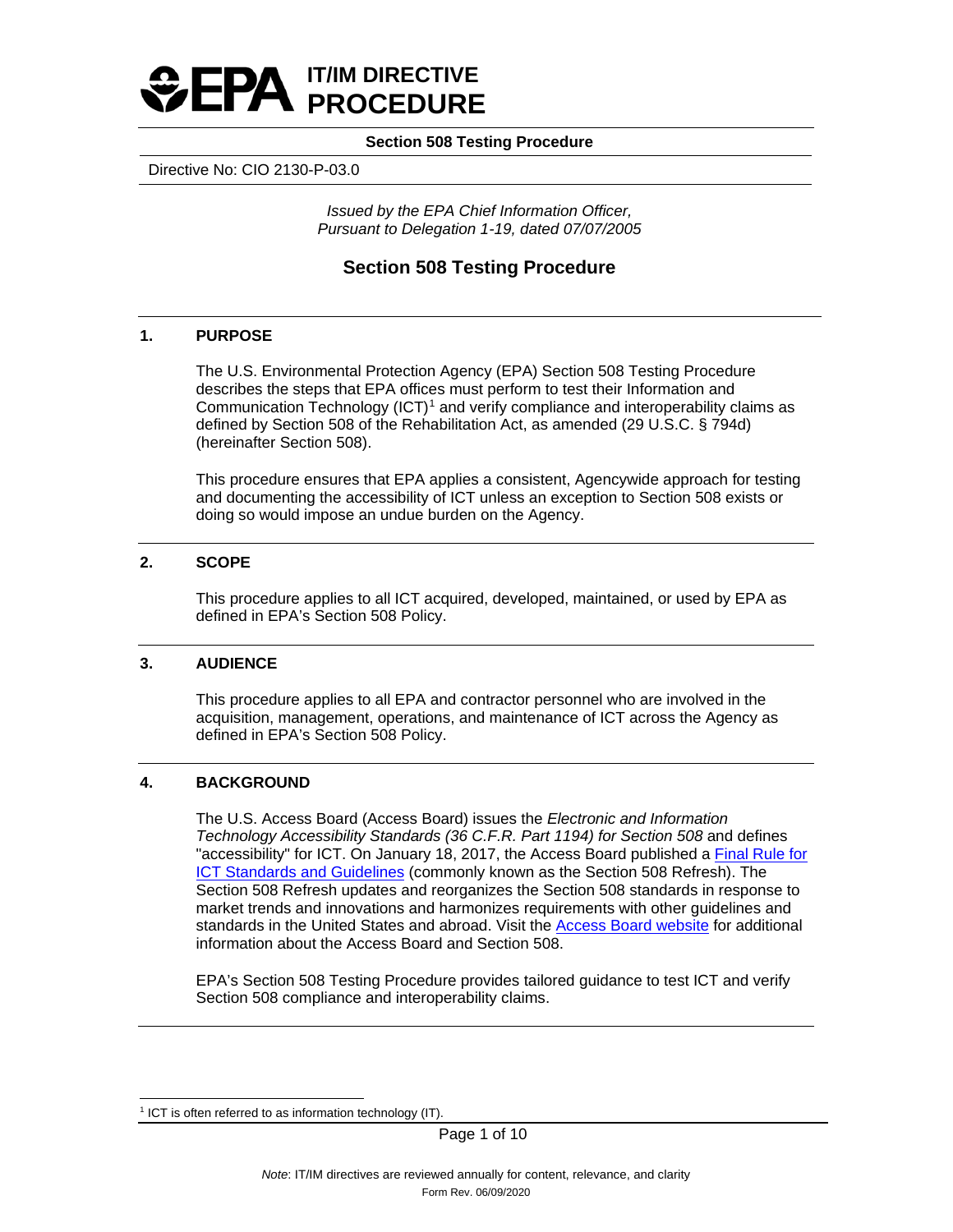# EPA IT/IM DIRECTIVE PROCEDURE

**Section 508 Testing Procedure**

Directive No: CIO 2130-P-03.0

*Issued by the EPA Chief Information Officer,*
*Pursuant to Delegation 1-19, dated 07/07/2005*

## Section 508 Testing Procedure

### 1. PURPOSE

The U.S. Environmental Protection Agency (EPA) Section 508 Testing Procedure describes the steps that EPA offices must perform to test their Information and Communication Technology (ICT)[1] and verify compliance and interoperability claims as defined by Section 508 of the Rehabilitation Act, as amended (29 U.S.C. § 794d) (hereinafter Section 508).

This procedure ensures that EPA applies a consistent, Agencywide approach for testing and documenting the accessibility of ICT unless an exception to Section 508 exists or doing so would impose an undue burden on the Agency.

### 2. SCOPE

This procedure applies to all ICT acquired, developed, maintained, or used by EPA as defined in EPA's Section 508 Policy.

### 3. AUDIENCE

This procedure applies to all EPA and contractor personnel who are involved in the acquisition, management, operations, and maintenance of ICT across the Agency as defined in EPA's Section 508 Policy.

### 4. BACKGROUND

The U.S. Access Board (Access Board) issues the *Electronic and Information Technology Accessibility Standards (36 C.F.R. Part 1194) for Section 508* and defines "accessibility" for ICT. On January 18, 2017, the Access Board published a Final Rule for ICT Standards and Guidelines (commonly known as the Section 508 Refresh). The Section 508 Refresh updates and reorganizes the Section 508 standards in response to market trends and innovations and harmonizes requirements with other guidelines and standards in the United States and abroad. Visit the Access Board website for additional information about the Access Board and Section 508.

EPA's Section 508 Testing Procedure provides tailored guidance to test ICT and verify Section 508 compliance and interoperability claims.

---

[1] ICT is often referred to as information technology (IT).

*Note*: IT/IM directives are reviewed annually for content, relevance, and clarity
Form Rev. 06/09/2020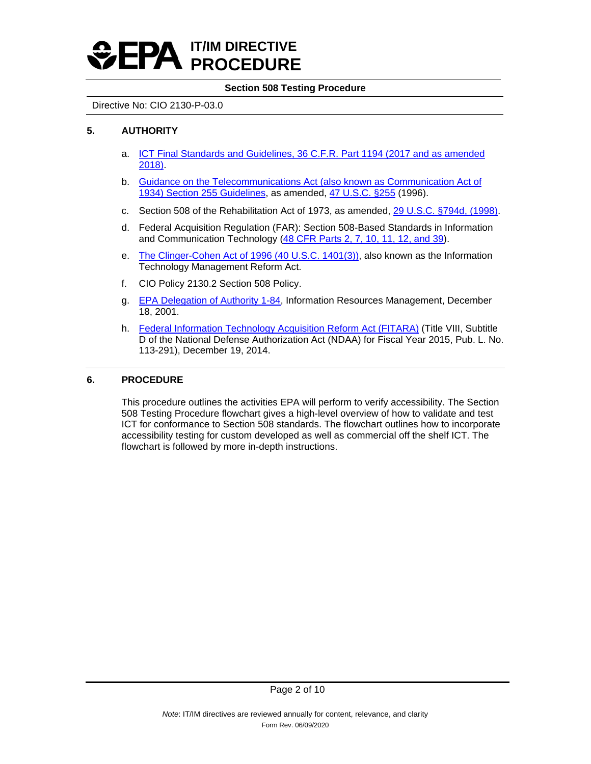## 5. AUTHORITY

a. ICT Final Standards and Guidelines, 36 C.F.R. Part 1194 (2017 and as amended 2018).

b. Guidance on the Telecommunications Act (also known as Communication Act of 1934) Section 255 Guidelines, as amended, 47 U.S.C. §255 (1996).

c. Section 508 of the Rehabilitation Act of 1973, as amended, 29 U.S.C. §794d, (1998).

d. Federal Acquisition Regulation (FAR): Section 508-Based Standards in Information and Communication Technology (48 CFR Parts 2, 7, 10, 11, 12, and 39).

e. The Clinger-Cohen Act of 1996 (40 U.S.C. 1401(3)), also known as the Information Technology Management Reform Act.

f. CIO Policy 2130.2 Section 508 Policy.

g. EPA Delegation of Authority 1-84, Information Resources Management, December 18, 2001.

h. Federal Information Technology Acquisition Reform Act (FITARA) (Title VIII, Subtitle D of the National Defense Authorization Act (NDAA) for Fiscal Year 2015, Pub. L. No. 113-291), December 19, 2014.

## 6. PROCEDURE

This procedure outlines the activities EPA will perform to verify accessibility. The Section 508 Testing Procedure flowchart gives a high-level overview of how to validate and test ICT for conformance to Section 508 standards. The flowchart outlines how to incorporate accessibility testing for custom developed as well as commercial off the shelf ICT. The flowchart is followed by more in-depth instructions.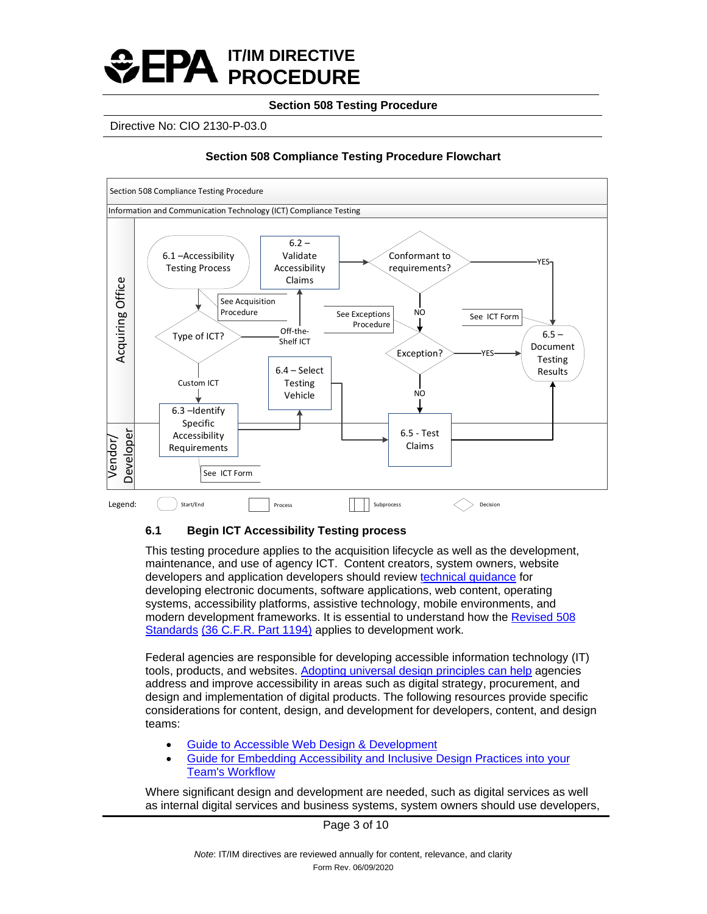**Section 508 Compliance Testing Procedure Flowchart**

Section 508 Compliance Testing Procedure

Information and Communication Technology (ICT) Compliance Testing

Acquiring Office

6.1 –Accessibility Testing Process

6.2 – Validate Accessibility Claims

Conformant to requirements?

YES

See Acquisition Procedure

See Exceptions Procedure

NO

See ICT Form

Type of ICT?

Off-the-Shelf ICT

Exception?

YES

6.5 – Document Testing Results

Custom ICT

6.4 – Select Testing Vehicle

NO

Vendor/ Developer

6.3 –Identify Specific Accessibility Requirements

6.5 - Test Claims

See ICT Form

Legend: Start/End, Process, Subprocess, Decision

## 6.1 Begin ICT Accessibility Testing process

This testing procedure applies to the acquisition lifecycle as well as the development, maintenance, and use of agency ICT. Content creators, system owners, website developers and application developers should review technical guidance for developing electronic documents, software applications, web content, operating systems, accessibility platforms, assistive technology, mobile environments, and modern development frameworks. It is essential to understand how the Revised 508 Standards (36 C.F.R. Part 1194) applies to development work.

Federal agencies are responsible for developing accessible information technology (IT) tools, products, and websites. Adopting universal design principles can help agencies address and improve accessibility in areas such as digital strategy, procurement, and design and implementation of digital products. The following resources provide specific considerations for content, design, and development for developers, content, and design teams:

- Guide to Accessible Web Design & Development
- Guide for Embedding Accessibility and Inclusive Design Practices into your Team's Workflow

Where significant design and development are needed, such as digital services as well as internal digital services and business systems, system owners should use developers,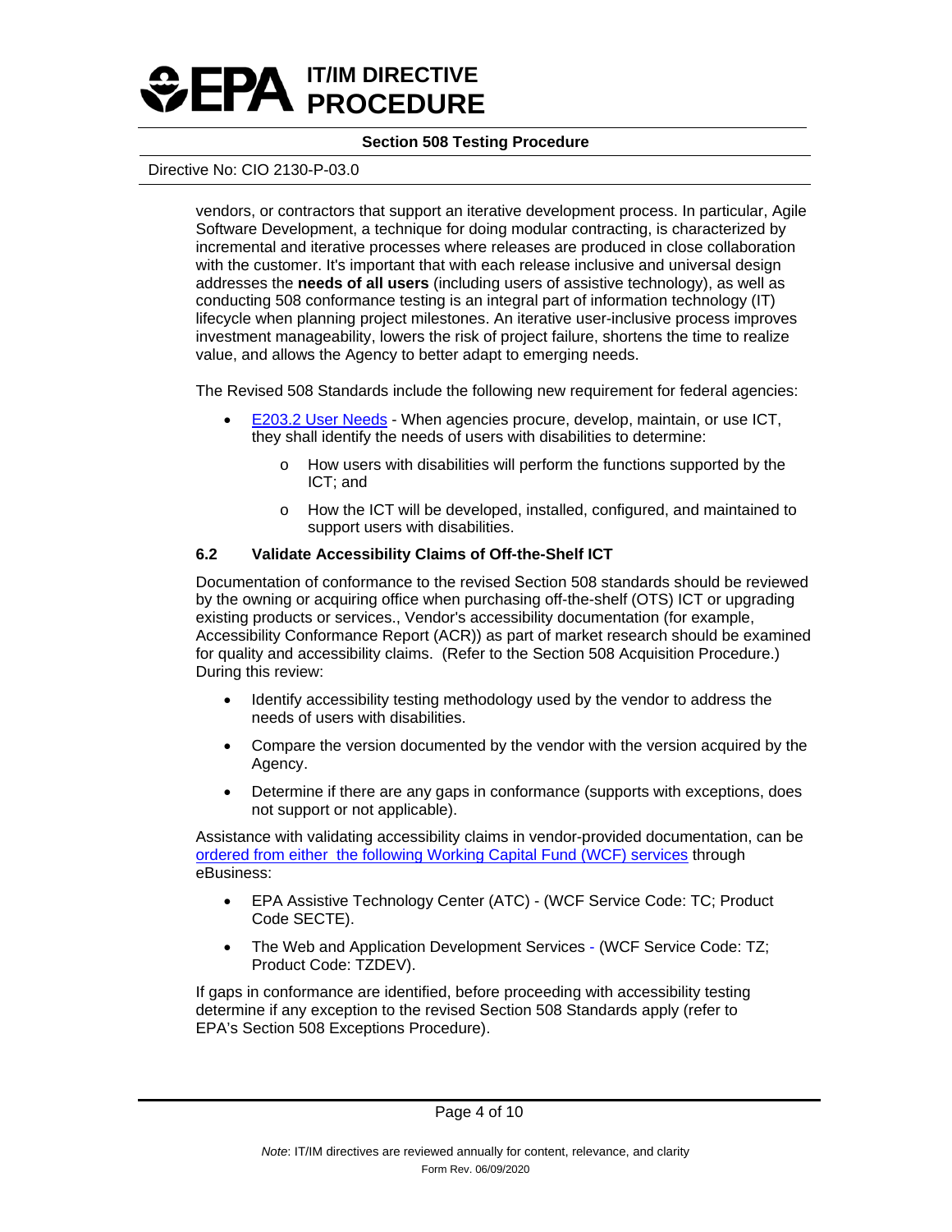vendors, or contractors that support an iterative development process. In particular, Agile Software Development, a technique for doing modular contracting, is characterized by incremental and iterative processes where releases are produced in close collaboration with the customer. It's important that with each release inclusive and universal design addresses the **needs of all users** (including users of assistive technology), as well as conducting 508 conformance testing is an integral part of information technology (IT) lifecycle when planning project milestones. An iterative user-inclusive process improves investment manageability, lowers the risk of project failure, shortens the time to realize value, and allows the Agency to better adapt to emerging needs.

The Revised 508 Standards include the following new requirement for federal agencies:

- E203.2 User Needs - When agencies procure, develop, maintain, or use ICT, they shall identify the needs of users with disabilities to determine:
  - How users with disabilities will perform the functions supported by the ICT; and
  - How the ICT will be developed, installed, configured, and maintained to support users with disabilities.

### 6.2 Validate Accessibility Claims of Off-the-Shelf ICT

Documentation of conformance to the revised Section 508 standards should be reviewed by the owning or acquiring office when purchasing off-the-shelf (OTS) ICT or upgrading existing products or services., Vendor's accessibility documentation (for example, Accessibility Conformance Report (ACR)) as part of market research should be examined for quality and accessibility claims. (Refer to the Section 508 Acquisition Procedure.) During this review:

- Identify accessibility testing methodology used by the vendor to address the needs of users with disabilities.
- Compare the version documented by the vendor with the version acquired by the Agency.
- Determine if there are any gaps in conformance (supports with exceptions, does not support or not applicable).

Assistance with validating accessibility claims in vendor-provided documentation, can be ordered from either the following Working Capital Fund (WCF) services through eBusiness:

- EPA Assistive Technology Center (ATC) - (WCF Service Code: TC; Product Code SECTE).
- The Web and Application Development Services - (WCF Service Code: TZ; Product Code: TZDEV).

If gaps in conformance are identified, before proceeding with accessibility testing determine if any exception to the revised Section 508 Standards apply (refer to EPA's Section 508 Exceptions Procedure).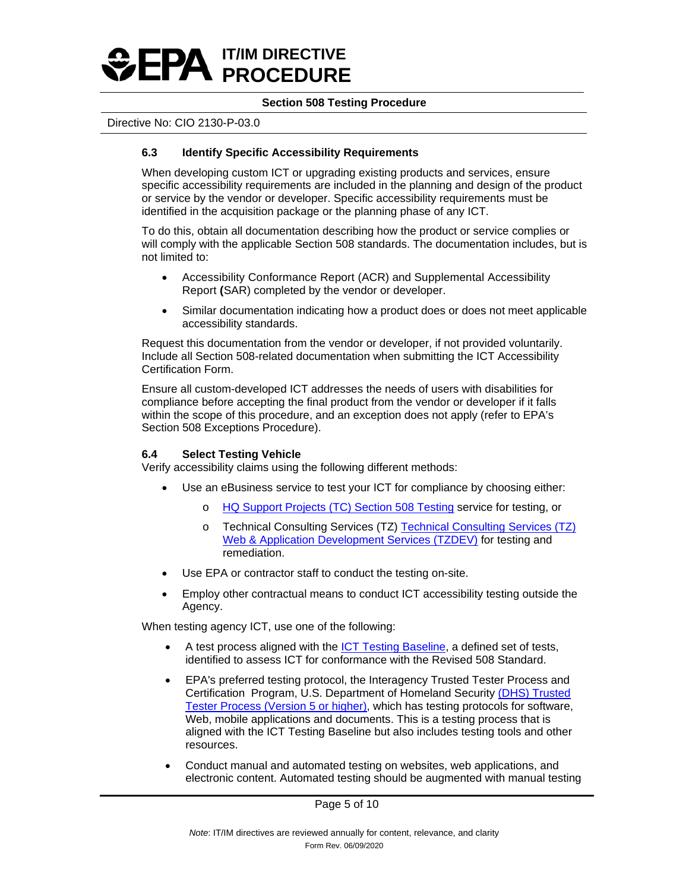### 6.3 Identify Specific Accessibility Requirements

When developing custom ICT or upgrading existing products and services, ensure specific accessibility requirements are included in the planning and design of the product or service by the vendor or developer. Specific accessibility requirements must be identified in the acquisition package or the planning phase of any ICT.

To do this, obtain all documentation describing how the product or service complies or will comply with the applicable Section 508 standards. The documentation includes, but is not limited to:

- Accessibility Conformance Report (ACR) and Supplemental Accessibility Report **(**SAR) completed by the vendor or developer.
- Similar documentation indicating how a product does or does not meet applicable accessibility standards.

Request this documentation from the vendor or developer, if not provided voluntarily. Include all Section 508-related documentation when submitting the ICT Accessibility Certification Form.

Ensure all custom-developed ICT addresses the needs of users with disabilities for compliance before accepting the final product from the vendor or developer if it falls within the scope of this procedure, and an exception does not apply (refer to EPA's Section 508 Exceptions Procedure).

### 6.4 Select Testing Vehicle

Verify accessibility claims using the following different methods:

- Use an eBusiness service to test your ICT for compliance by choosing either:
  - HQ Support Projects (TC) Section 508 Testing service for testing, or
  - Technical Consulting Services (TZ) Technical Consulting Services (TZ) Web & Application Development Services (TZDEV) for testing and remediation.
- Use EPA or contractor staff to conduct the testing on-site.
- Employ other contractual means to conduct ICT accessibility testing outside the Agency.

When testing agency ICT, use one of the following:

- A test process aligned with the ICT Testing Baseline, a defined set of tests, identified to assess ICT for conformance with the Revised 508 Standard.
- EPA's preferred testing protocol, the Interagency Trusted Tester Process and Certification Program, U.S. Department of Homeland Security (DHS) Trusted Tester Process (Version 5 or higher), which has testing protocols for software, Web, mobile applications and documents. This is a testing process that is aligned with the ICT Testing Baseline but also includes testing tools and other resources.
- Conduct manual and automated testing on websites, web applications, and electronic content. Automated testing should be augmented with manual testing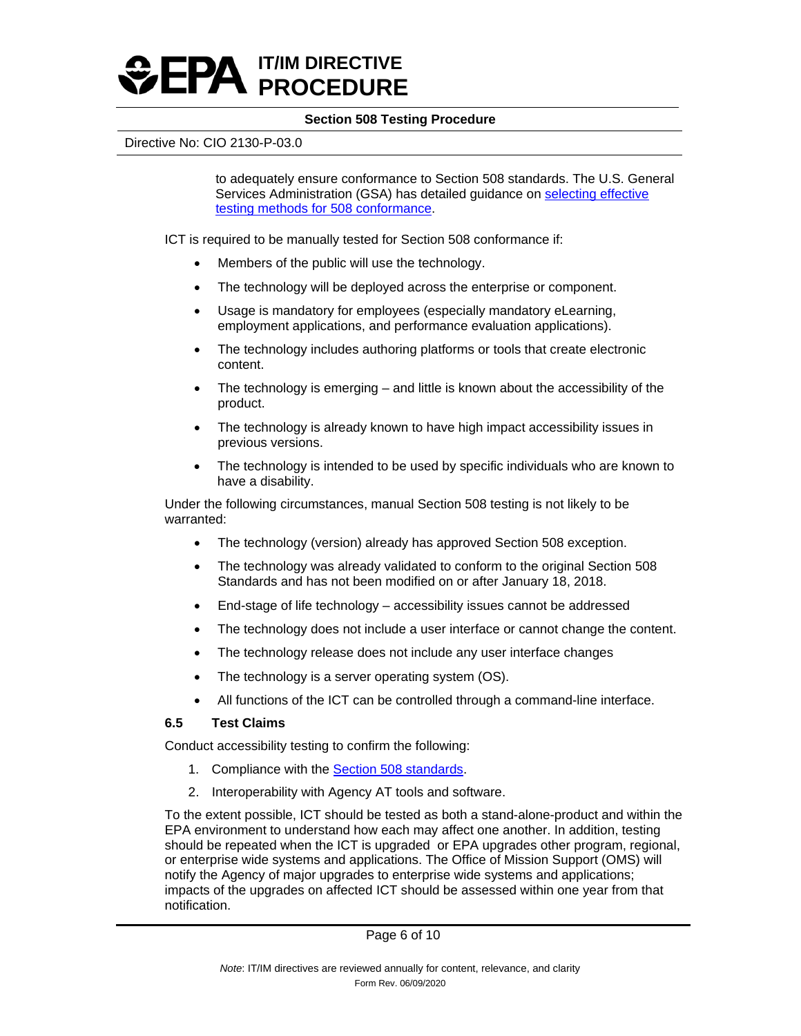to adequately ensure conformance to Section 508 standards. The U.S. General Services Administration (GSA) has detailed guidance on [selecting effective testing methods for 508 conformance](#).

ICT is required to be manually tested for Section 508 conformance if:

- Members of the public will use the technology.
- The technology will be deployed across the enterprise or component.
- Usage is mandatory for employees (especially mandatory eLearning, employment applications, and performance evaluation applications).
- The technology includes authoring platforms or tools that create electronic content.
- The technology is emerging – and little is known about the accessibility of the product.
- The technology is already known to have high impact accessibility issues in previous versions.
- The technology is intended to be used by specific individuals who are known to have a disability.

Under the following circumstances, manual Section 508 testing is not likely to be warranted:

- The technology (version) already has approved Section 508 exception.
- The technology was already validated to conform to the original Section 508 Standards and has not been modified on or after January 18, 2018.
- End-stage of life technology – accessibility issues cannot be addressed
- The technology does not include a user interface or cannot change the content.
- The technology release does not include any user interface changes
- The technology is a server operating system (OS).
- All functions of the ICT can be controlled through a command-line interface.

### 6.5 Test Claims

Conduct accessibility testing to confirm the following:

1. Compliance with the [Section 508 standards](#).
2. Interoperability with Agency AT tools and software.

To the extent possible, ICT should be tested as both a stand-alone-product and within the EPA environment to understand how each may affect one another. In addition, testing should be repeated when the ICT is upgraded or EPA upgrades other program, regional, or enterprise wide systems and applications. The Office of Mission Support (OMS) will notify the Agency of major upgrades to enterprise wide systems and applications; impacts of the upgrades on affected ICT should be assessed within one year from that notification.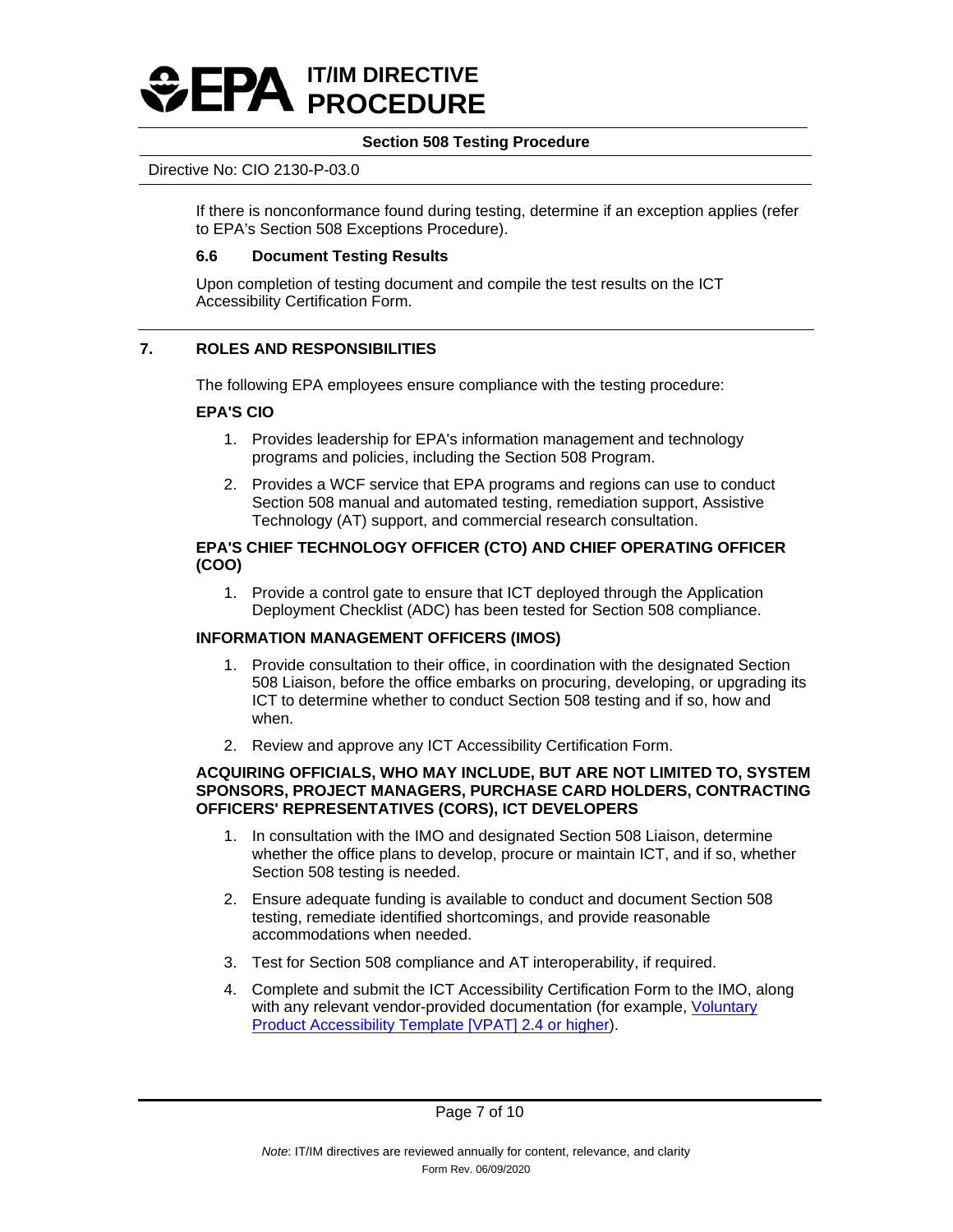If there is nonconformance found during testing, determine if an exception applies (refer to EPA's Section 508 Exceptions Procedure).

### 6.6 Document Testing Results

Upon completion of testing document and compile the test results on the ICT Accessibility Certification Form.

## 7. ROLES AND RESPONSIBILITIES

The following EPA employees ensure compliance with the testing procedure:

**EPA'S CIO**

1. Provides leadership for EPA's information management and technology programs and policies, including the Section 508 Program.
2. Provides a WCF service that EPA programs and regions can use to conduct Section 508 manual and automated testing, remediation support, Assistive Technology (AT) support, and commercial research consultation.

**EPA'S CHIEF TECHNOLOGY OFFICER (CTO) AND CHIEF OPERATING OFFICER (COO)**

1. Provide a control gate to ensure that ICT deployed through the Application Deployment Checklist (ADC) has been tested for Section 508 compliance.

**INFORMATION MANAGEMENT OFFICERS (IMOS)**

1. Provide consultation to their office, in coordination with the designated Section 508 Liaison, before the office embarks on procuring, developing, or upgrading its ICT to determine whether to conduct Section 508 testing and if so, how and when.
2. Review and approve any ICT Accessibility Certification Form.

**ACQUIRING OFFICIALS, WHO MAY INCLUDE, BUT ARE NOT LIMITED TO, SYSTEM SPONSORS, PROJECT MANAGERS, PURCHASE CARD HOLDERS, CONTRACTING OFFICERS' REPRESENTATIVES (CORS), ICT DEVELOPERS**

1. In consultation with the IMO and designated Section 508 Liaison, determine whether the office plans to develop, procure or maintain ICT, and if so, whether Section 508 testing is needed.
2. Ensure adequate funding is available to conduct and document Section 508 testing, remediate identified shortcomings, and provide reasonable accommodations when needed.
3. Test for Section 508 compliance and AT interoperability, if required.
4. Complete and submit the ICT Accessibility Certification Form to the IMO, along with any relevant vendor-provided documentation (for example, Voluntary Product Accessibility Template [VPAT] 2.4 or higher).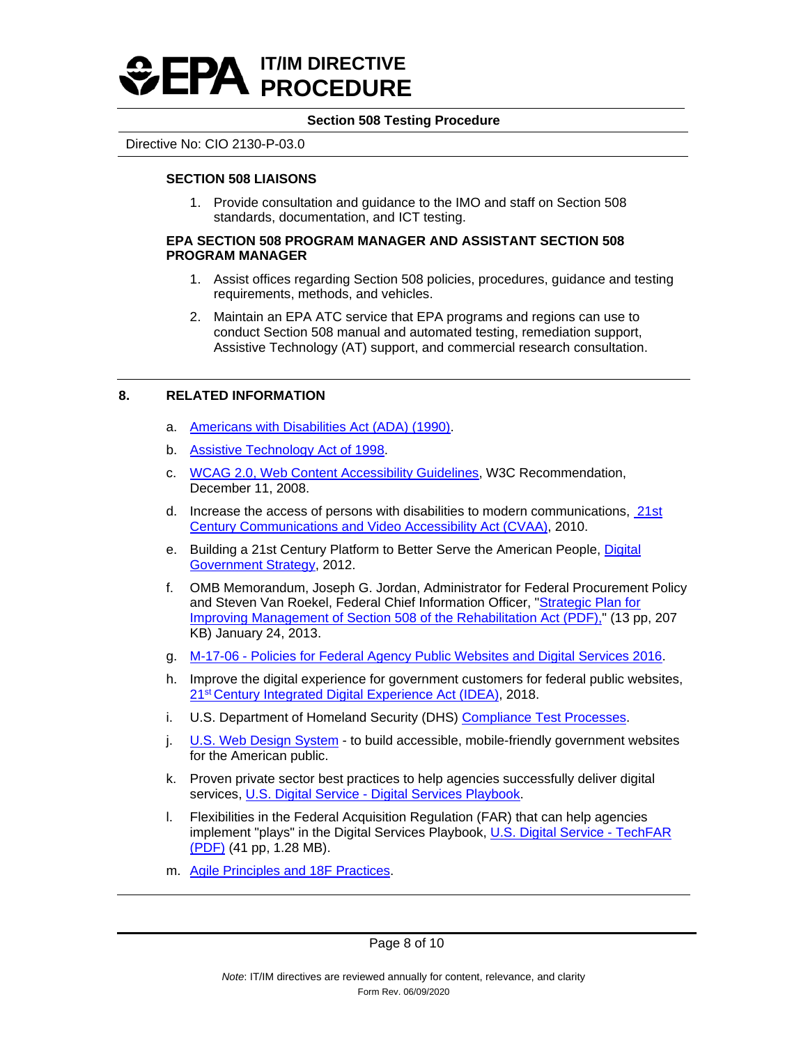**SECTION 508 LIAISONS**

1. Provide consultation and guidance to the IMO and staff on Section 508 standards, documentation, and ICT testing.

**EPA SECTION 508 PROGRAM MANAGER AND ASSISTANT SECTION 508 PROGRAM MANAGER**

1. Assist offices regarding Section 508 policies, procedures, guidance and testing requirements, methods, and vehicles.
2. Maintain an EPA ATC service that EPA programs and regions can use to conduct Section 508 manual and automated testing, remediation support, Assistive Technology (AT) support, and commercial research consultation.

## 8. RELATED INFORMATION

a. Americans with Disabilities Act (ADA) (1990).

b. Assistive Technology Act of 1998.

c. WCAG 2.0, Web Content Accessibility Guidelines, W3C Recommendation, December 11, 2008.

d. Increase the access of persons with disabilities to modern communications, 21st Century Communications and Video Accessibility Act (CVAA), 2010.

e. Building a 21st Century Platform to Better Serve the American People, Digital Government Strategy, 2012.

f. OMB Memorandum, Joseph G. Jordan, Administrator for Federal Procurement Policy and Steven Van Roekel, Federal Chief Information Officer, "Strategic Plan for Improving Management of Section 508 of the Rehabilitation Act (PDF)," (13 pp, 207 KB) January 24, 2013.

g. M-17-06 - Policies for Federal Agency Public Websites and Digital Services 2016.

h. Improve the digital experience for government customers for federal public websites, 21st Century Integrated Digital Experience Act (IDEA), 2018.

i. U.S. Department of Homeland Security (DHS) Compliance Test Processes.

j. U.S. Web Design System - to build accessible, mobile-friendly government websites for the American public.

k. Proven private sector best practices to help agencies successfully deliver digital services, U.S. Digital Service - Digital Services Playbook.

l. Flexibilities in the Federal Acquisition Regulation (FAR) that can help agencies implement "plays" in the Digital Services Playbook, U.S. Digital Service - TechFAR (PDF) (41 pp, 1.28 MB).

m. Agile Principles and 18F Practices.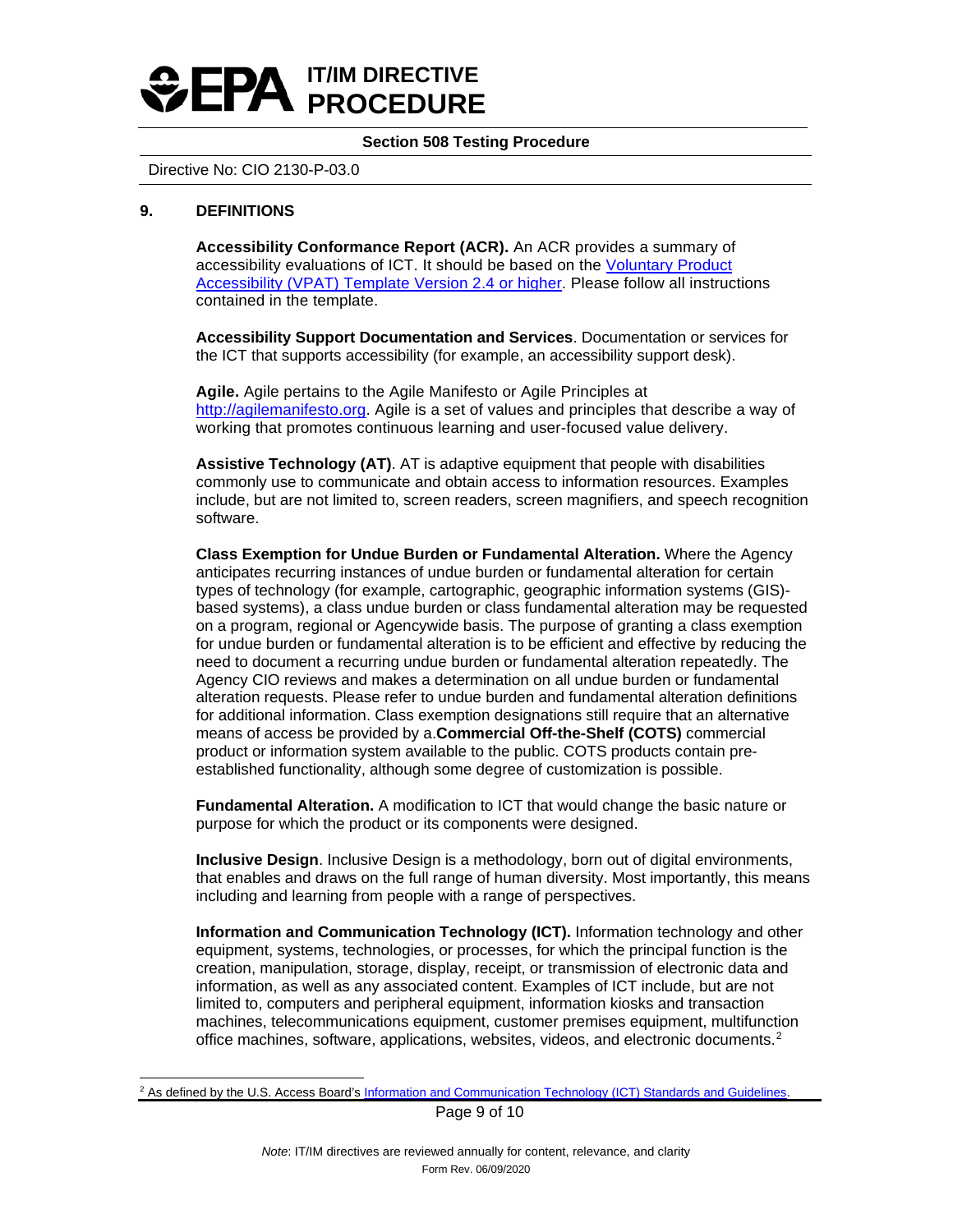## 9. DEFINITIONS

**Accessibility Conformance Report (ACR).** An ACR provides a summary of accessibility evaluations of ICT. It should be based on the [Voluntary Product Accessibility (VPAT) Template Version 2.4 or higher](). Please follow all instructions contained in the template.

**Accessibility Support Documentation and Services**. Documentation or services for the ICT that supports accessibility (for example, an accessibility support desk).

**Agile.** Agile pertains to the Agile Manifesto or Agile Principles at [http://agilemanifesto.org](http://agilemanifesto.org). Agile is a set of values and principles that describe a way of working that promotes continuous learning and user-focused value delivery.

**Assistive Technology (AT)**. AT is adaptive equipment that people with disabilities commonly use to communicate and obtain access to information resources. Examples include, but are not limited to, screen readers, screen magnifiers, and speech recognition software.

**Class Exemption for Undue Burden or Fundamental Alteration.** Where the Agency anticipates recurring instances of undue burden or fundamental alteration for certain types of technology (for example, cartographic, geographic information systems (GIS)-based systems), a class undue burden or class fundamental alteration may be requested on a program, regional or Agencywide basis. The purpose of granting a class exemption for undue burden or fundamental alteration is to be efficient and effective by reducing the need to document a recurring undue burden or fundamental alteration repeatedly. The Agency CIO reviews and makes a determination on all undue burden or fundamental alteration requests. Please refer to undue burden and fundamental alteration definitions for additional information. Class exemption designations still require that an alternative means of access be provided by a.**Commercial Off-the-Shelf (COTS)** commercial product or information system available to the public. COTS products contain pre-established functionality, although some degree of customization is possible.

**Fundamental Alteration.** A modification to ICT that would change the basic nature or purpose for which the product or its components were designed.

**Inclusive Design**. Inclusive Design is a methodology, born out of digital environments, that enables and draws on the full range of human diversity. Most importantly, this means including and learning from people with a range of perspectives.

**Information and Communication Technology (ICT).** Information technology and other equipment, systems, technologies, or processes, for which the principal function is the creation, manipulation, storage, display, receipt, or transmission of electronic data and information, as well as any associated content. Examples of ICT include, but are not limited to, computers and peripheral equipment, information kiosks and transaction machines, telecommunications equipment, customer premises equipment, multifunction office machines, software, applications, websites, videos, and electronic documents.[2]

---

[2] As defined by the U.S. Access Board's [Information and Communication Technology (ICT) Standards and Guidelines]().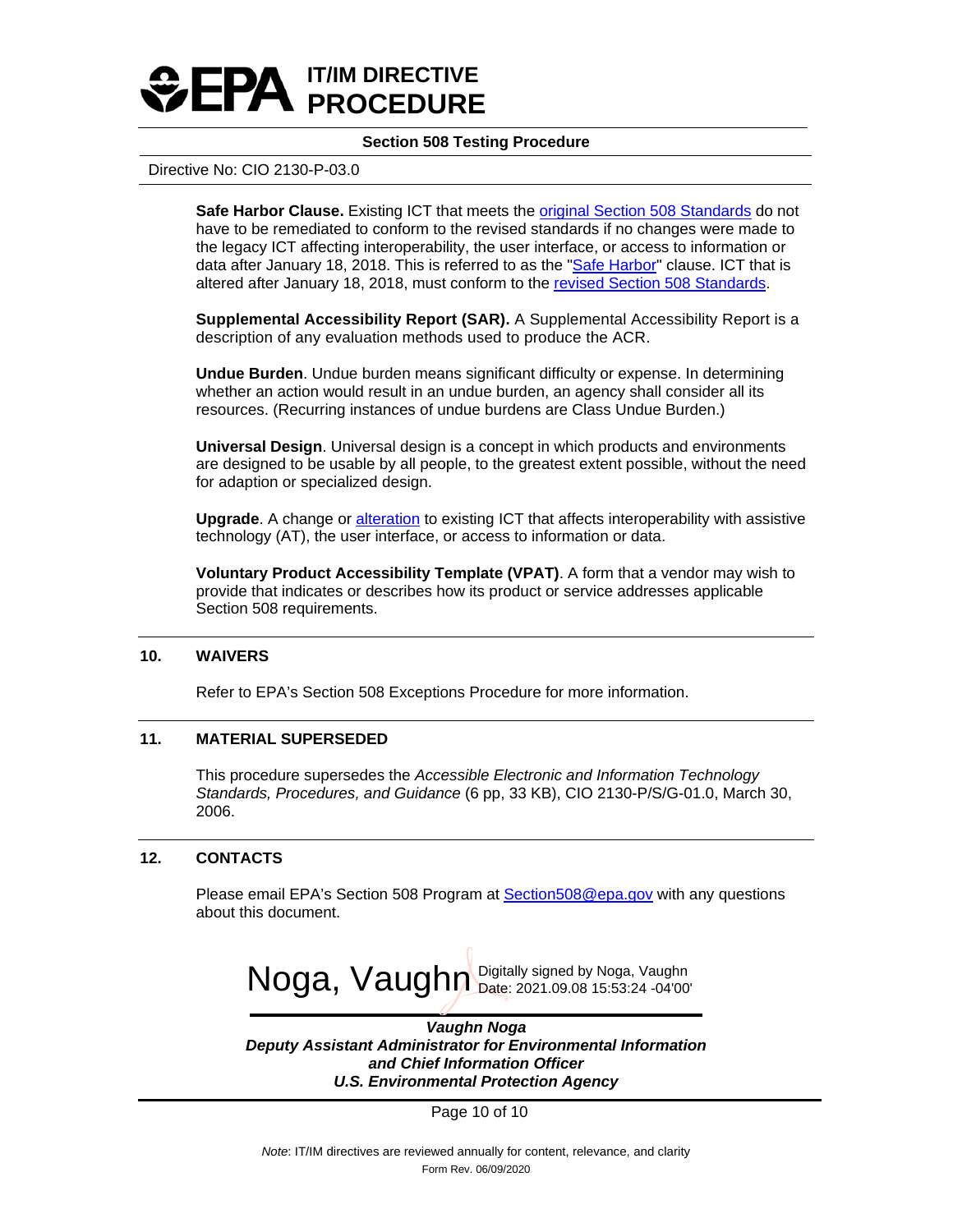**Safe Harbor Clause.** Existing ICT that meets the original Section 508 Standards do not have to be remediated to conform to the revised standards if no changes were made to the legacy ICT affecting interoperability, the user interface, or access to information or data after January 18, 2018. This is referred to as the "Safe Harbor" clause. ICT that is altered after January 18, 2018, must conform to the revised Section 508 Standards.

**Supplemental Accessibility Report (SAR).** A Supplemental Accessibility Report is a description of any evaluation methods used to produce the ACR.

**Undue Burden**. Undue burden means significant difficulty or expense. In determining whether an action would result in an undue burden, an agency shall consider all its resources. (Recurring instances of undue burdens are Class Undue Burden.)

**Universal Design**. Universal design is a concept in which products and environments are designed to be usable by all people, to the greatest extent possible, without the need for adaption or specialized design.

**Upgrade**. A change or alteration to existing ICT that affects interoperability with assistive technology (AT), the user interface, or access to information or data.

**Voluntary Product Accessibility Template (VPAT)**. A form that a vendor may wish to provide that indicates or describes how its product or service addresses applicable Section 508 requirements.

## 10. WAIVERS

Refer to EPA's Section 508 Exceptions Procedure for more information.

## 11. MATERIAL SUPERSEDED

This procedure supersedes the *Accessible Electronic and Information Technology Standards, Procedures, and Guidance* (6 pp, 33 KB), CIO 2130-P/S/G-01.0, March 30, 2006.

## 12. CONTACTS

Please email EPA's Section 508 Program at Section508@epa.gov with any questions about this document.

Noga, Vaughn Digitally signed by Noga, Vaughn Date: 2021.09.08 15:53:24 -04'00'

***Vaughn Noga***
***Deputy Assistant Administrator for Environmental Information and Chief Information Officer***
***U.S. Environmental Protection Agency***

*Note*: IT/IM directives are reviewed annually for content, relevance, and clarity